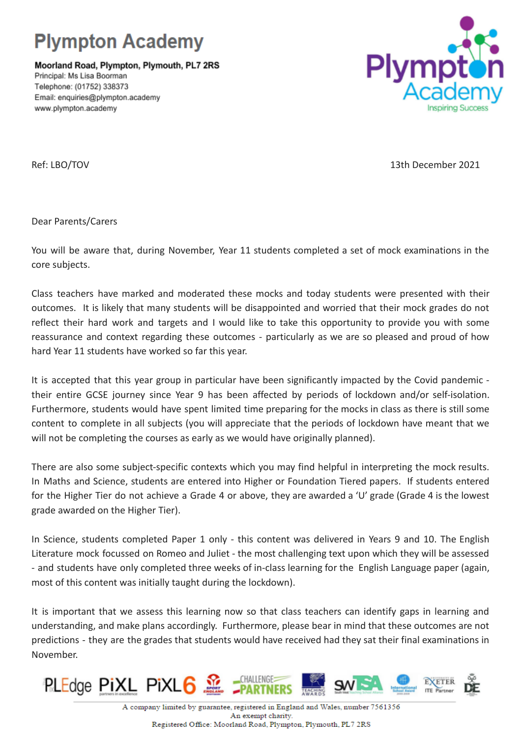# Plympton Academy

**Moorland Road, Plympton, Plymouth, PL7 2RS**
Principal: Ms Lisa Boorman
Telephone: (01752) 338373
Email: enquiries@plympton.academy
www.plympton.academy

Ref: LBO/TOV

13th December 2021

Dear Parents/Carers

You will be aware that, during November, Year 11 students completed a set of mock examinations in the core subjects.

Class teachers have marked and moderated these mocks and today students were presented with their outcomes. It is likely that many students will be disappointed and worried that their mock grades do not reflect their hard work and targets and I would like to take this opportunity to provide you with some reassurance and context regarding these outcomes - particularly as we are so pleased and proud of how hard Year 11 students have worked so far this year.

It is accepted that this year group in particular have been significantly impacted by the Covid pandemic - their entire GCSE journey since Year 9 has been affected by periods of lockdown and/or self-isolation. Furthermore, students would have spent limited time preparing for the mocks in class as there is still some content to complete in all subjects (you will appreciate that the periods of lockdown have meant that we will not be completing the courses as early as we would have originally planned).

There are also some subject-specific contexts which you may find helpful in interpreting the mock results. In Maths and Science, students are entered into Higher or Foundation Tiered papers. If students entered for the Higher Tier do not achieve a Grade 4 or above, they are awarded a 'U' grade (Grade 4 is the lowest grade awarded on the Higher Tier).

In Science, students completed Paper 1 only - this content was delivered in Years 9 and 10. The English Literature mock focussed on Romeo and Juliet - the most challenging text upon which they will be assessed - and students have only completed three weeks of in-class learning for the English Language paper (again, most of this content was initially taught during the lockdown).

It is important that we assess this learning now so that class teachers can identify gaps in learning and understanding, and make plans accordingly. Furthermore, please bear in mind that these outcomes are not predictions - they are the grades that students would have received had they sat their final examinations in November.

A company limited by guarantee, registered in England and Wales, number 7561356
An exempt charity.
Registered Office: Moorland Road, Plympton, Plymouth, PL7 2RS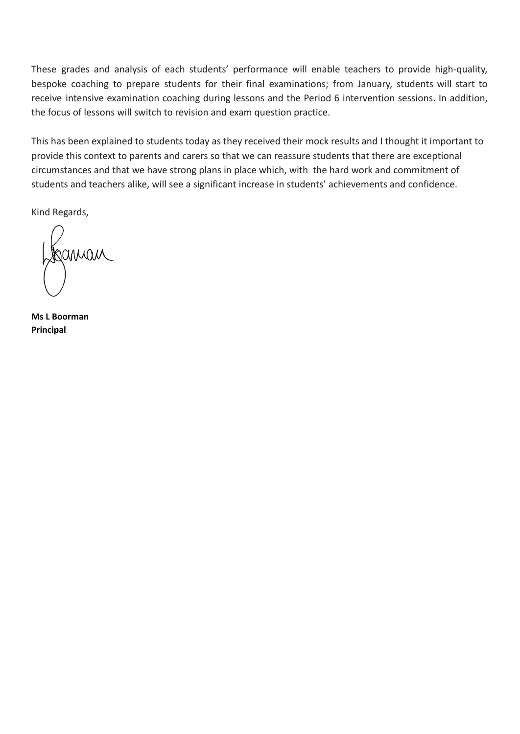These grades and analysis of each students' performance will enable teachers to provide high-quality, bespoke coaching to prepare students for their final examinations; from January, students will start to receive intensive examination coaching during lessons and the Period 6 intervention sessions. In addition, the focus of lessons will switch to revision and exam question practice.

This has been explained to students today as they received their mock results and I thought it important to provide this context to parents and carers so that we can reassure students that there are exceptional circumstances and that we have strong plans in place which, with the hard work and commitment of students and teachers alike, will see a significant increase in students' achievements and confidence.

Kind Regards,

**Ms L Boorman**
**Principal**